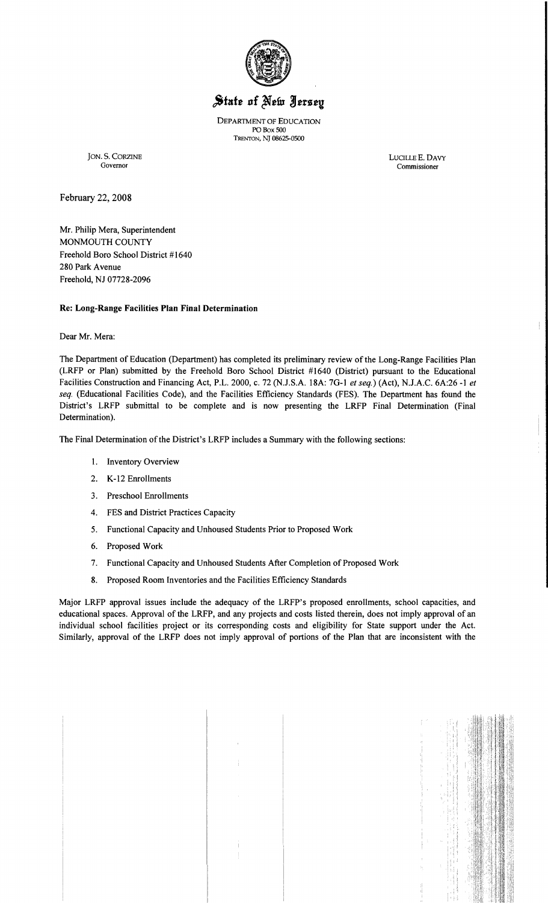# State of New Jersey

DEPARTMENT OF EDUCATION
PO Box 500
TRENTON, NJ 08625-0500

JON. S. CORZINE
Governor

LUCILLE E. DAVY
Commissioner

February 22, 2008

Mr. Philip Mera, Superintendent
MONMOUTH COUNTY
Freehold Boro School District #1640
280 Park Avenue
Freehold, NJ 07728-2096

**Re: Long-Range Facilities Plan Final Determination**

Dear Mr. Mera:

The Department of Education (Department) has completed its preliminary review of the Long-Range Facilities Plan (LRFP or Plan) submitted by the Freehold Boro School District #1640 (District) pursuant to the Educational Facilities Construction and Financing Act, P.L. 2000, c. 72 (N.J.S.A. 18A: 7G-1 *et seq.*) (Act), N.J.A.C. 6A:26 -1 *et seq.* (Educational Facilities Code), and the Facilities Efficiency Standards (FES). The Department has found the District's LRFP submittal to be complete and is now presenting the LRFP Final Determination (Final Determination).

The Final Determination of the District's LRFP includes a Summary with the following sections:

1. Inventory Overview
2. K-12 Enrollments
3. Preschool Enrollments
4. FES and District Practices Capacity
5. Functional Capacity and Unhoused Students Prior to Proposed Work
6. Proposed Work
7. Functional Capacity and Unhoused Students After Completion of Proposed Work
8. Proposed Room Inventories and the Facilities Efficiency Standards

Major LRFP approval issues include the adequacy of the LRFP's proposed enrollments, school capacities, and educational spaces. Approval of the LRFP, and any projects and costs listed therein, does not imply approval of an individual school facilities project or its corresponding costs and eligibility for State support under the Act. Similarly, approval of the LRFP does not imply approval of portions of the Plan that are inconsistent with the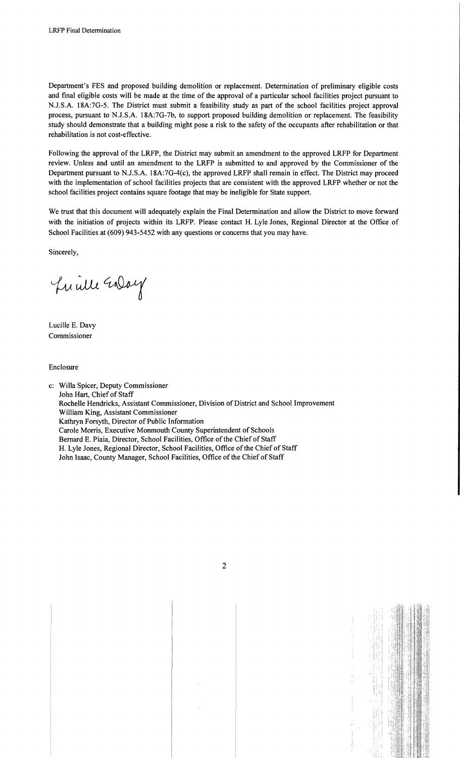Department's FES and proposed building demolition or replacement. Determination of preliminary eligible costs and final eligible costs will be made at the time of the approval of a particular school facilities project pursuant to N.J.S.A. 18A:7G-5. The District must submit a feasibility study as part of the school facilities project approval process, pursuant to N.J.S.A. 18A:7G-7b, to support proposed building demolition or replacement. The feasibility study should demonstrate that a building might pose a risk to the safety of the occupants after rehabilitation or that rehabilitation is not cost-effective.

Following the approval of the LRFP, the District may submit an amendment to the approved LRFP for Department review. Unless and until an amendment to the LRFP is submitted to and approved by the Commissioner of the Department pursuant to N.J.S.A. 18A:7G-4(c), the approved LRFP shall remain in effect. The District may proceed with the implementation of school facilities projects that are consistent with the approved LRFP whether or not the school facilities project contains square footage that may be ineligible for State support.

We trust that this document will adequately explain the Final Determination and allow the District to move forward with the initiation of projects within its LRFP. Please contact H. Lyle Jones, Regional Director at the Office of School Facilities at (609) 943-5452 with any questions or concerns that you may have.

Sincerely,

Lucille E. Davy
Commissioner

Enclosure

c: Willa Spicer, Deputy Commissioner
John Hart, Chief of Staff
Rochelle Hendricks, Assistant Commissioner, Division of District and School Improvement
William King, Assistant Commissioner
Kathryn Forsyth, Director of Public Information
Carole Morris, Executive Monmouth County Superintendent of Schools
Bernard E. Piaia, Director, School Facilities, Office of the Chief of Staff
H. Lyle Jones, Regional Director, School Facilities, Office of the Chief of Staff
John Isaac, County Manager, School Facilities, Office of the Chief of Staff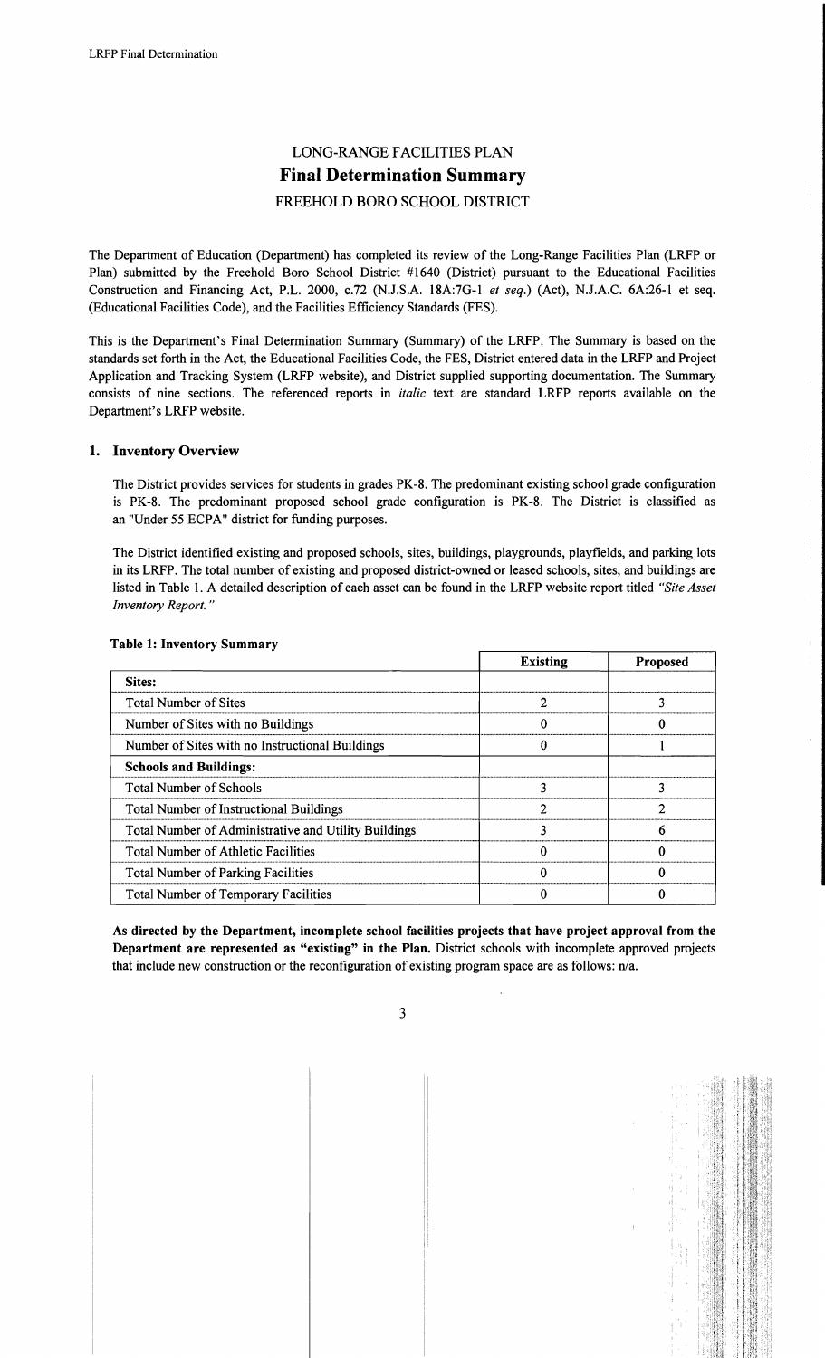# LONG-RANGE FACILITIES PLAN

## Final Determination Summary

### FREEHOLD BORO SCHOOL DISTRICT

The Department of Education (Department) has completed its review of the Long-Range Facilities Plan (LRFP or Plan) submitted by the Freehold Boro School District #1640 (District) pursuant to the Educational Facilities Construction and Financing Act, P.L. 2000, c.72 (N.J.S.A. 18A:7G-1 *et seq.*) (Act), N.J.A.C. 6A:26-1 et seq. (Educational Facilities Code), and the Facilities Efficiency Standards (FES).

This is the Department's Final Determination Summary (Summary) of the LRFP. The Summary is based on the standards set forth in the Act, the Educational Facilities Code, the FES, District entered data in the LRFP and Project Application and Tracking System (LRFP website), and District supplied supporting documentation. The Summary consists of nine sections. The referenced reports in *italic* text are standard LRFP reports available on the Department's LRFP website.

## 1. Inventory Overview

The District provides services for students in grades PK-8. The predominant existing school grade configuration is PK-8. The predominant proposed school grade configuration is PK-8. The District is classified as an "Under 55 ECPA" district for funding purposes.

The District identified existing and proposed schools, sites, buildings, playgrounds, playfields, and parking lots in its LRFP. The total number of existing and proposed district-owned or leased schools, sites, and buildings are listed in Table 1. A detailed description of each asset can be found in the LRFP website report titled *"Site Asset Inventory Report."*

**Table 1: Inventory Summary**

| | Existing | Proposed |
|---|---|---|
| **Sites:** | | |
| Total Number of Sites | 2 | 3 |
| Number of Sites with no Buildings | 0 | 0 |
| Number of Sites with no Instructional Buildings | 0 | 1 |
| **Schools and Buildings:** | | |
| Total Number of Schools | 3 | 3 |
| Total Number of Instructional Buildings | 2 | 2 |
| Total Number of Administrative and Utility Buildings | 3 | 6 |
| Total Number of Athletic Facilities | 0 | 0 |
| Total Number of Parking Facilities | 0 | 0 |
| Total Number of Temporary Facilities | 0 | 0 |

**As directed by the Department, incomplete school facilities projects that have project approval from the Department are represented as "existing" in the Plan.** District schools with incomplete approved projects that include new construction or the reconfiguration of existing program space are as follows: n/a.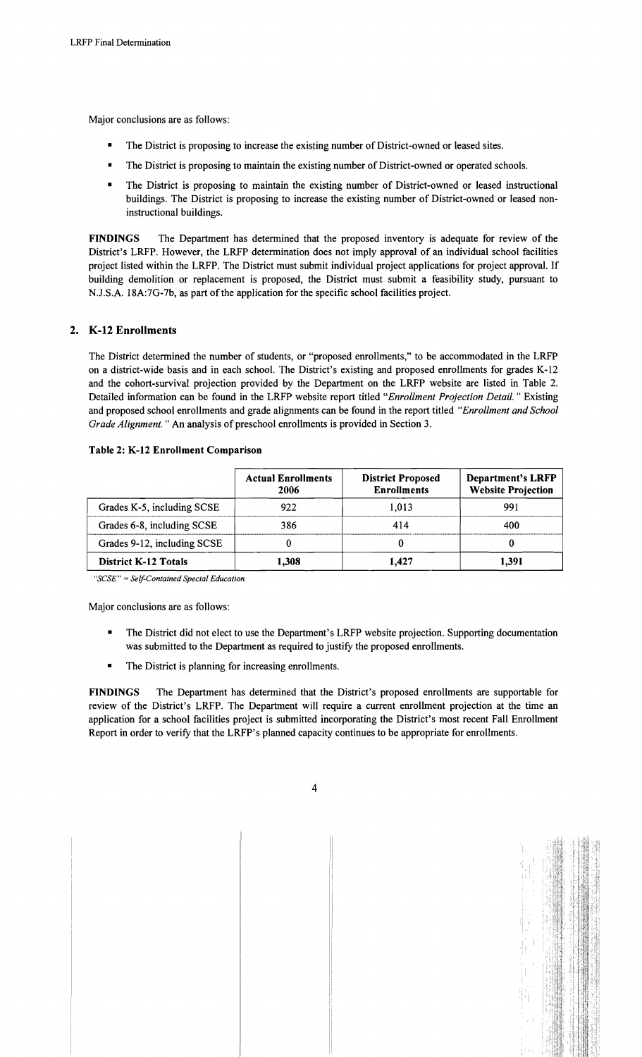Major conclusions are as follows:

- The District is proposing to increase the existing number of District-owned or leased sites.
- The District is proposing to maintain the existing number of District-owned or operated schools.
- The District is proposing to maintain the existing number of District-owned or leased instructional buildings. The District is proposing to increase the existing number of District-owned or leased non-instructional buildings.

**FINDINGS** The Department has determined that the proposed inventory is adequate for review of the District's LRFP. However, the LRFP determination does not imply approval of an individual school facilities project listed within the LRFP. The District must submit individual project applications for project approval. If building demolition or replacement is proposed, the District must submit a feasibility study, pursuant to N.J.S.A. 18A:7G-7b, as part of the application for the specific school facilities project.

## 2. K-12 Enrollments

The District determined the number of students, or "proposed enrollments," to be accommodated in the LRFP on a district-wide basis and in each school. The District's existing and proposed enrollments for grades K-12 and the cohort-survival projection provided by the Department on the LRFP website are listed in Table 2. Detailed information can be found in the LRFP website report titled *"Enrollment Projection Detail."* Existing and proposed school enrollments and grade alignments can be found in the report titled *"Enrollment and School Grade Alignment."* An analysis of preschool enrollments is provided in Section 3.

**Table 2: K-12 Enrollment Comparison**

| | Actual Enrollments 2006 | District Proposed Enrollments | Department's LRFP Website Projection |
|---|---|---|---|
| Grades K-5, including SCSE | 922 | 1,013 | 991 |
| Grades 6-8, including SCSE | 386 | 414 | 400 |
| Grades 9-12, including SCSE | 0 | 0 | 0 |
| **District K-12 Totals** | **1,308** | **1,427** | **1,391** |

*"SCSE" = Self-Contained Special Education*

Major conclusions are as follows:

- The District did not elect to use the Department's LRFP website projection. Supporting documentation was submitted to the Department as required to justify the proposed enrollments.
- The District is planning for increasing enrollments.

**FINDINGS** The Department has determined that the District's proposed enrollments are supportable for review of the District's LRFP. The Department will require a current enrollment projection at the time an application for a school facilities project is submitted incorporating the District's most recent Fall Enrollment Report in order to verify that the LRFP's planned capacity continues to be appropriate for enrollments.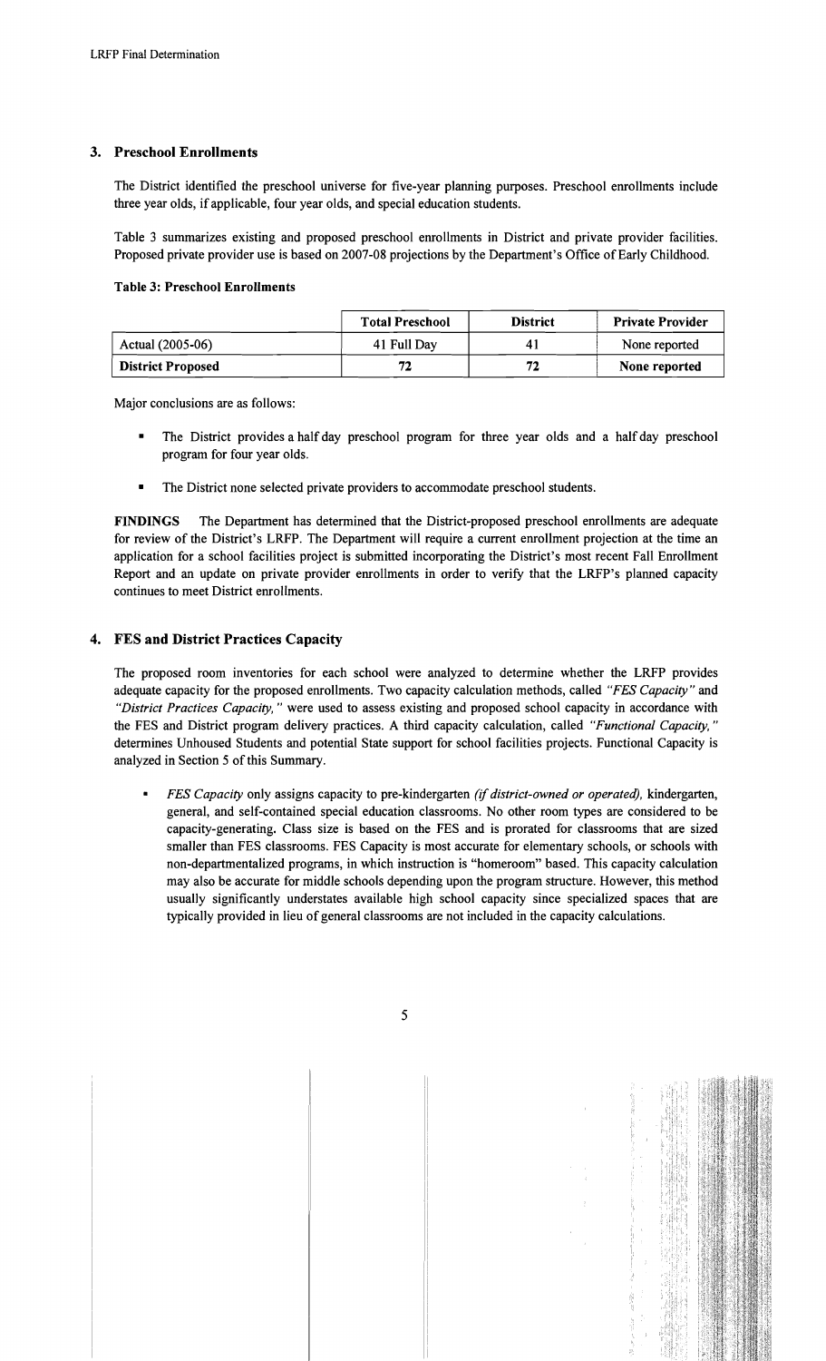## 3. Preschool Enrollments

The District identified the preschool universe for five-year planning purposes. Preschool enrollments include three year olds, if applicable, four year olds, and special education students.

Table 3 summarizes existing and proposed preschool enrollments in District and private provider facilities. Proposed private provider use is based on 2007-08 projections by the Department's Office of Early Childhood.

**Table 3: Preschool Enrollments**

| | Total Preschool | District | Private Provider |
|---|---|---|---|
| Actual (2005-06) | 41 Full Day | 41 | None reported |
| **District Proposed** | **72** | **72** | **None reported** |

Major conclusions are as follows:

- The District provides a half day preschool program for three year olds and a half day preschool program for four year olds.
- The District none selected private providers to accommodate preschool students.

**FINDINGS** The Department has determined that the District-proposed preschool enrollments are adequate for review of the District's LRFP. The Department will require a current enrollment projection at the time an application for a school facilities project is submitted incorporating the District's most recent Fall Enrollment Report and an update on private provider enrollments in order to verify that the LRFP's planned capacity continues to meet District enrollments.

## 4. FES and District Practices Capacity

The proposed room inventories for each school were analyzed to determine whether the LRFP provides adequate capacity for the proposed enrollments. Two capacity calculation methods, called *"FES Capacity"* and *"District Practices Capacity,"* were used to assess existing and proposed school capacity in accordance with the FES and District program delivery practices. A third capacity calculation, called *"Functional Capacity,"* determines Unhoused Students and potential State support for school facilities projects. Functional Capacity is analyzed in Section 5 of this Summary.

- *FES Capacity* only assigns capacity to pre-kindergarten *(if district-owned or operated),* kindergarten, general, and self-contained special education classrooms. No other room types are considered to be capacity-generating. Class size is based on the FES and is prorated for classrooms that are sized smaller than FES classrooms. FES Capacity is most accurate for elementary schools, or schools with non-departmentalized programs, in which instruction is "homeroom" based. This capacity calculation may also be accurate for middle schools depending upon the program structure. However, this method usually significantly understates available high school capacity since specialized spaces that are typically provided in lieu of general classrooms are not included in the capacity calculations.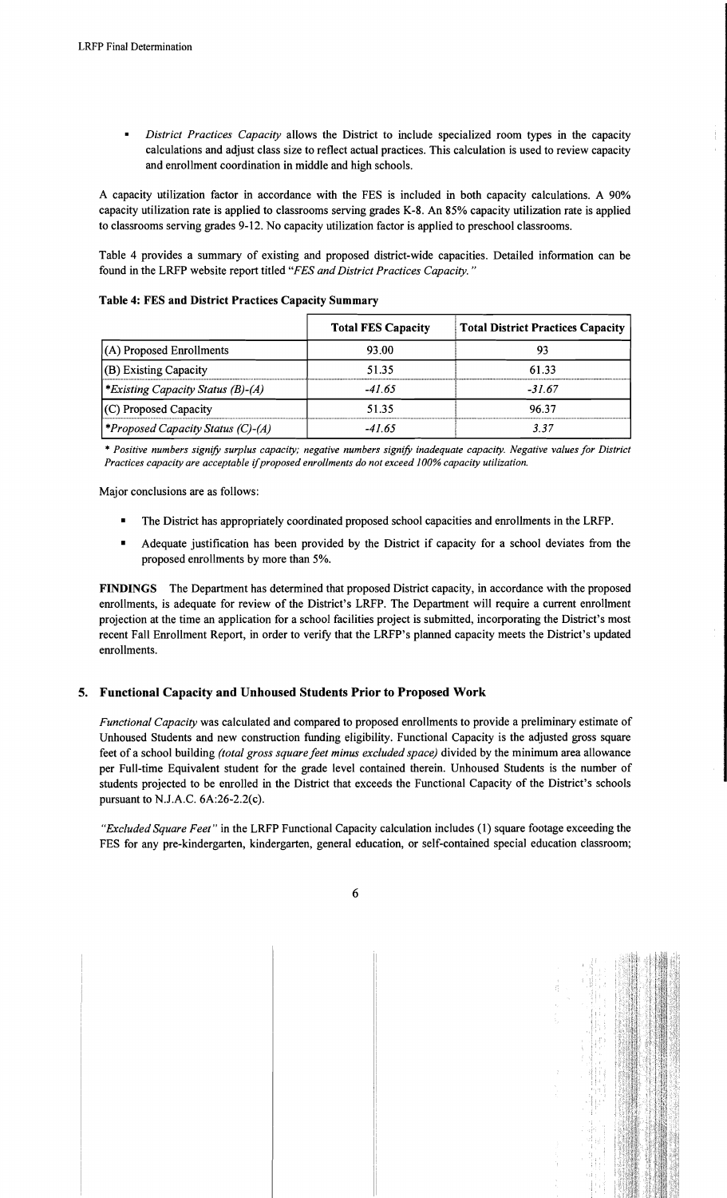- *District Practices Capacity* allows the District to include specialized room types in the capacity calculations and adjust class size to reflect actual practices. This calculation is used to review capacity and enrollment coordination in middle and high schools.

A capacity utilization factor in accordance with the FES is included in both capacity calculations. A 90% capacity utilization rate is applied to classrooms serving grades K-8. An 85% capacity utilization rate is applied to classrooms serving grades 9-12. No capacity utilization factor is applied to preschool classrooms.

Table 4 provides a summary of existing and proposed district-wide capacities. Detailed information can be found in the LRFP website report titled *"FES and District Practices Capacity."*

**Table 4: FES and District Practices Capacity Summary**

| | Total FES Capacity | Total District Practices Capacity |
|---|---|---|
| (A) Proposed Enrollments | 93.00 | 93 |
| (B) Existing Capacity | 51.35 | 61.33 |
| *\*Existing Capacity Status (B)-(A)* | *-41.65* | *-31.67* |
| (C) Proposed Capacity | 51.35 | 96.37 |
| *\*Proposed Capacity Status (C)-(A)* | *-41.65* | *3.37* |

*\* Positive numbers signify surplus capacity; negative numbers signify inadequate capacity. Negative values for District Practices capacity are acceptable if proposed enrollments do not exceed 100% capacity utilization.*

Major conclusions are as follows:

- The District has appropriately coordinated proposed school capacities and enrollments in the LRFP.
- Adequate justification has been provided by the District if capacity for a school deviates from the proposed enrollments by more than 5%.

**FINDINGS** The Department has determined that proposed District capacity, in accordance with the proposed enrollments, is adequate for review of the District's LRFP. The Department will require a current enrollment projection at the time an application for a school facilities project is submitted, incorporating the District's most recent Fall Enrollment Report, in order to verify that the LRFP's planned capacity meets the District's updated enrollments.

## 5. Functional Capacity and Unhoused Students Prior to Proposed Work

*Functional Capacity* was calculated and compared to proposed enrollments to provide a preliminary estimate of Unhoused Students and new construction funding eligibility. Functional Capacity is the adjusted gross square feet of a school building *(total gross square feet minus excluded space)* divided by the minimum area allowance per Full-time Equivalent student for the grade level contained therein. Unhoused Students is the number of students projected to be enrolled in the District that exceeds the Functional Capacity of the District's schools pursuant to N.J.A.C. 6A:26-2.2(c).

*"Excluded Square Feet"* in the LRFP Functional Capacity calculation includes (1) square footage exceeding the FES for any pre-kindergarten, kindergarten, general education, or self-contained special education classroom;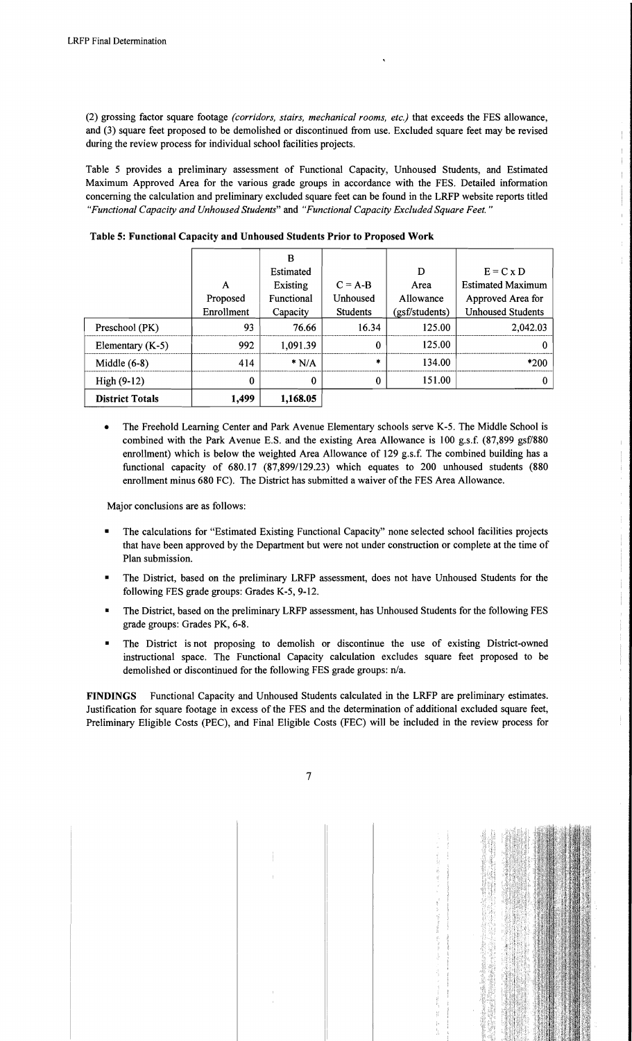(2) grossing factor square footage *(corridors, stairs, mechanical rooms, etc.)* that exceeds the FES allowance, and (3) square feet proposed to be demolished or discontinued from use. Excluded square feet may be revised during the review process for individual school facilities projects.

Table 5 provides a preliminary assessment of Functional Capacity, Unhoused Students, and Estimated Maximum Approved Area for the various grade groups in accordance with the FES. Detailed information concerning the calculation and preliminary excluded square feet can be found in the LRFP website reports titled *"Functional Capacity and Unhoused Students"* and *"Functional Capacity Excluded Square Feet."*

**Table 5: Functional Capacity and Unhoused Students Prior to Proposed Work**

| | A Proposed Enrollment | B Estimated Existing Functional Capacity | C = A-B Unhoused Students | D Area Allowance (gsf/students) | E = C x D Estimated Maximum Approved Area for Unhoused Students |
|---|---|---|---|---|---|
| Preschool (PK) | 93 | 76.66 | 16.34 | 125.00 | 2,042.03 |
| Elementary (K-5) | 992 | 1,091.39 | 0 | 125.00 | 0 |
| Middle (6-8) | 414 | * N/A | * | 134.00 | *200 |
| High (9-12) | 0 | 0 | 0 | 151.00 | 0 |
| **District Totals** | **1,499** | **1,168.05** | | | |

- The Freehold Learning Center and Park Avenue Elementary schools serve K-5. The Middle School is combined with the Park Avenue E.S. and the existing Area Allowance is 100 g.s.f. (87,899 gsf/880 enrollment) which is below the weighted Area Allowance of 129 g.s.f. The combined building has a functional capacity of 680.17 (87,899/129.23) which equates to 200 unhoused students (880 enrollment minus 680 FC). The District has submitted a waiver of the FES Area Allowance.

Major conclusions are as follows:

- The calculations for "Estimated Existing Functional Capacity" none selected school facilities projects that have been approved by the Department but were not under construction or complete at the time of Plan submission.
- The District, based on the preliminary LRFP assessment, does not have Unhoused Students for the following FES grade groups: Grades K-5, 9-12.
- The District, based on the preliminary LRFP assessment, has Unhoused Students for the following FES grade groups: Grades PK, 6-8.
- The District is not proposing to demolish or discontinue the use of existing District-owned instructional space. The Functional Capacity calculation excludes square feet proposed to be demolished or discontinued for the following FES grade groups: n/a.

**FINDINGS** Functional Capacity and Unhoused Students calculated in the LRFP are preliminary estimates. Justification for square footage in excess of the FES and the determination of additional excluded square feet, Preliminary Eligible Costs (PEC), and Final Eligible Costs (FEC) will be included in the review process for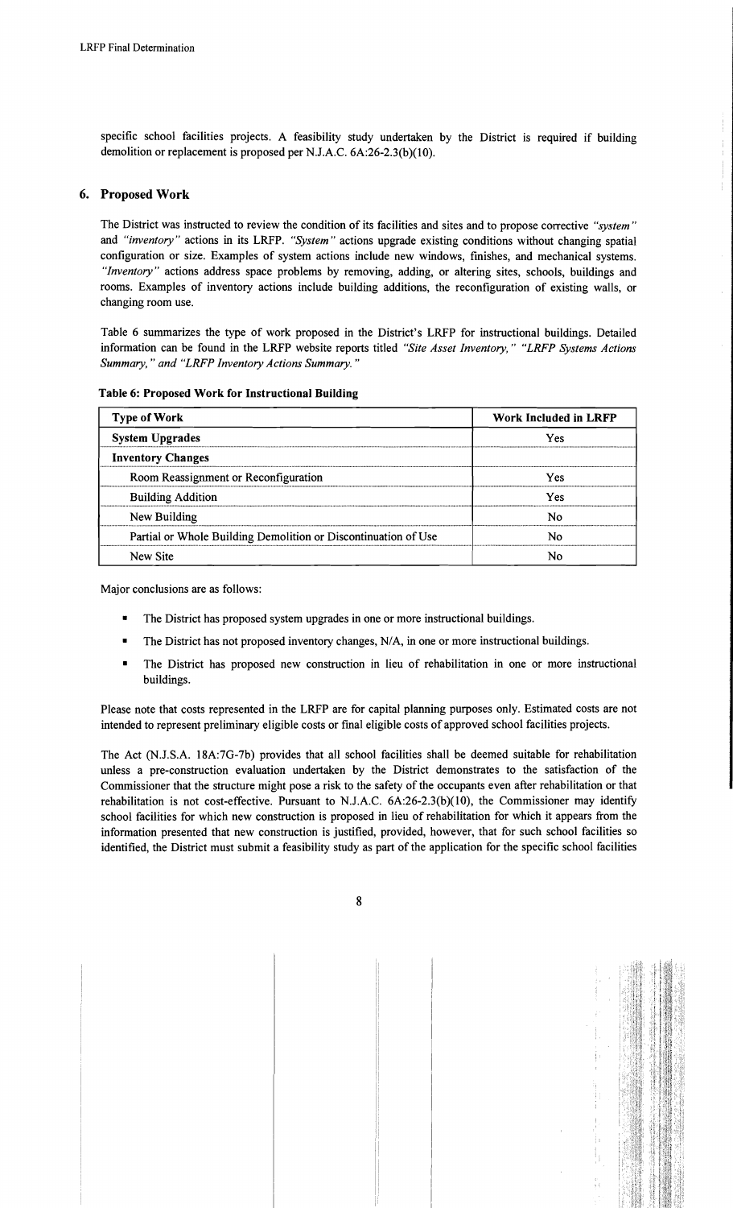specific school facilities projects. A feasibility study undertaken by the District is required if building demolition or replacement is proposed per N.J.A.C. 6A:26-2.3(b)(10).

## 6. Proposed Work

The District was instructed to review the condition of its facilities and sites and to propose corrective *"system"* and *"inventory"* actions in its LRFP. *"System"* actions upgrade existing conditions without changing spatial configuration or size. Examples of system actions include new windows, finishes, and mechanical systems. *"Inventory"* actions address space problems by removing, adding, or altering sites, schools, buildings and rooms. Examples of inventory actions include building additions, the reconfiguration of existing walls, or changing room use.

Table 6 summarizes the type of work proposed in the District's LRFP for instructional buildings. Detailed information can be found in the LRFP website reports titled *"Site Asset Inventory," "LRFP Systems Actions Summary," and "LRFP Inventory Actions Summary."*

**Table 6: Proposed Work for Instructional Building**

| Type of Work | Work Included in LRFP |
|---|---|
| **System Upgrades** | Yes |
| **Inventory Changes** | |
| Room Reassignment or Reconfiguration | Yes |
| Building Addition | Yes |
| New Building | No |
| Partial or Whole Building Demolition or Discontinuation of Use | No |
| New Site | No |

Major conclusions are as follows:

- The District has proposed system upgrades in one or more instructional buildings.
- The District has not proposed inventory changes, N/A, in one or more instructional buildings.
- The District has proposed new construction in lieu of rehabilitation in one or more instructional buildings.

Please note that costs represented in the LRFP are for capital planning purposes only. Estimated costs are not intended to represent preliminary eligible costs or final eligible costs of approved school facilities projects.

The Act (N.J.S.A. 18A:7G-7b) provides that all school facilities shall be deemed suitable for rehabilitation unless a pre-construction evaluation undertaken by the District demonstrates to the satisfaction of the Commissioner that the structure might pose a risk to the safety of the occupants even after rehabilitation or that rehabilitation is not cost-effective. Pursuant to N.J.A.C. 6A:26-2.3(b)(10), the Commissioner may identify school facilities for which new construction is proposed in lieu of rehabilitation for which it appears from the information presented that new construction is justified, provided, however, that for such school facilities so identified, the District must submit a feasibility study as part of the application for the specific school facilities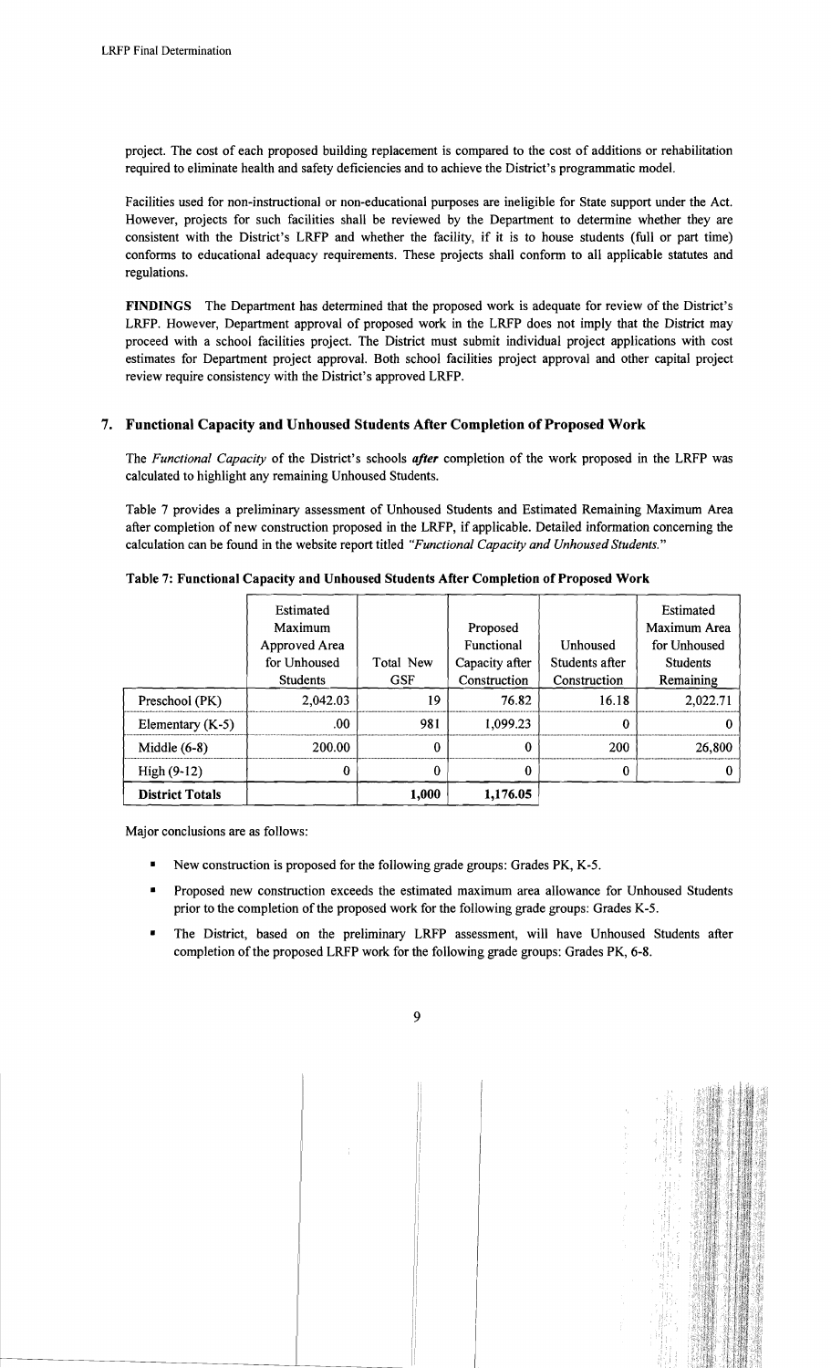project. The cost of each proposed building replacement is compared to the cost of additions or rehabilitation required to eliminate health and safety deficiencies and to achieve the District's programmatic model.

Facilities used for non-instructional or non-educational purposes are ineligible for State support under the Act. However, projects for such facilities shall be reviewed by the Department to determine whether they are consistent with the District's LRFP and whether the facility, if it is to house students (full or part time) conforms to educational adequacy requirements. These projects shall conform to all applicable statutes and regulations.

**FINDINGS** The Department has determined that the proposed work is adequate for review of the District's LRFP. However, Department approval of proposed work in the LRFP does not imply that the District may proceed with a school facilities project. The District must submit individual project applications with cost estimates for Department project approval. Both school facilities project approval and other capital project review require consistency with the District's approved LRFP.

## 7. Functional Capacity and Unhoused Students After Completion of Proposed Work

The *Functional Capacity* of the District's schools ***after*** completion of the work proposed in the LRFP was calculated to highlight any remaining Unhoused Students.

Table 7 provides a preliminary assessment of Unhoused Students and Estimated Remaining Maximum Area after completion of new construction proposed in the LRFP, if applicable. Detailed information concerning the calculation can be found in the website report titled *"Functional Capacity and Unhoused Students."*

**Table 7: Functional Capacity and Unhoused Students After Completion of Proposed Work**

| | Estimated Maximum Approved Area for Unhoused Students | Total New GSF | Proposed Functional Capacity after Construction | Unhoused Students after Construction | Estimated Maximum Area for Unhoused Students Remaining |
|---|---|---|---|---|---|
| Preschool (PK) | 2,042.03 | 19 | 76.82 | 16.18 | 2,022.71 |
| Elementary (K-5) | .00 | 981 | 1,099.23 | 0 | 0 |
| Middle (6-8) | 200.00 | 0 | 0 | 200 | 26,800 |
| High (9-12) | 0 | 0 | 0 | 0 | 0 |
| **District Totals** | | **1,000** | **1,176.05** | | |

Major conclusions are as follows:

- New construction is proposed for the following grade groups: Grades PK, K-5.
- Proposed new construction exceeds the estimated maximum area allowance for Unhoused Students prior to the completion of the proposed work for the following grade groups: Grades K-5.
- The District, based on the preliminary LRFP assessment, will have Unhoused Students after completion of the proposed LRFP work for the following grade groups: Grades PK, 6-8.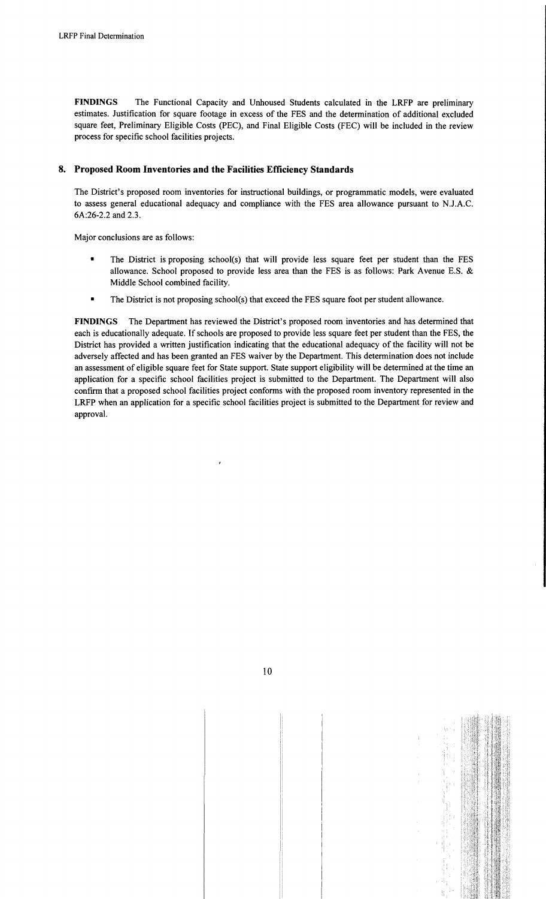**FINDINGS** The Functional Capacity and Unhoused Students calculated in the LRFP are preliminary estimates. Justification for square footage in excess of the FES and the determination of additional excluded square feet, Preliminary Eligible Costs (PEC), and Final Eligible Costs (FEC) will be included in the review process for specific school facilities projects.

## 8. Proposed Room Inventories and the Facilities Efficiency Standards

The District's proposed room inventories for instructional buildings, or programmatic models, were evaluated to assess general educational adequacy and compliance with the FES area allowance pursuant to N.J.A.C. 6A:26-2.2 and 2.3.

Major conclusions are as follows:

- The District is proposing school(s) that will provide less square feet per student than the FES allowance. School proposed to provide less area than the FES is as follows: Park Avenue E.S. & Middle School combined facility.
- The District is not proposing school(s) that exceed the FES square foot per student allowance.

**FINDINGS** The Department has reviewed the District's proposed room inventories and has determined that each is educationally adequate. If schools are proposed to provide less square feet per student than the FES, the District has provided a written justification indicating that the educational adequacy of the facility will not be adversely affected and has been granted an FES waiver by the Department. This determination does not include an assessment of eligible square feet for State support. State support eligibility will be determined at the time an application for a specific school facilities project is submitted to the Department. The Department will also confirm that a proposed school facilities project conforms with the proposed room inventory represented in the LRFP when an application for a specific school facilities project is submitted to the Department for review and approval.